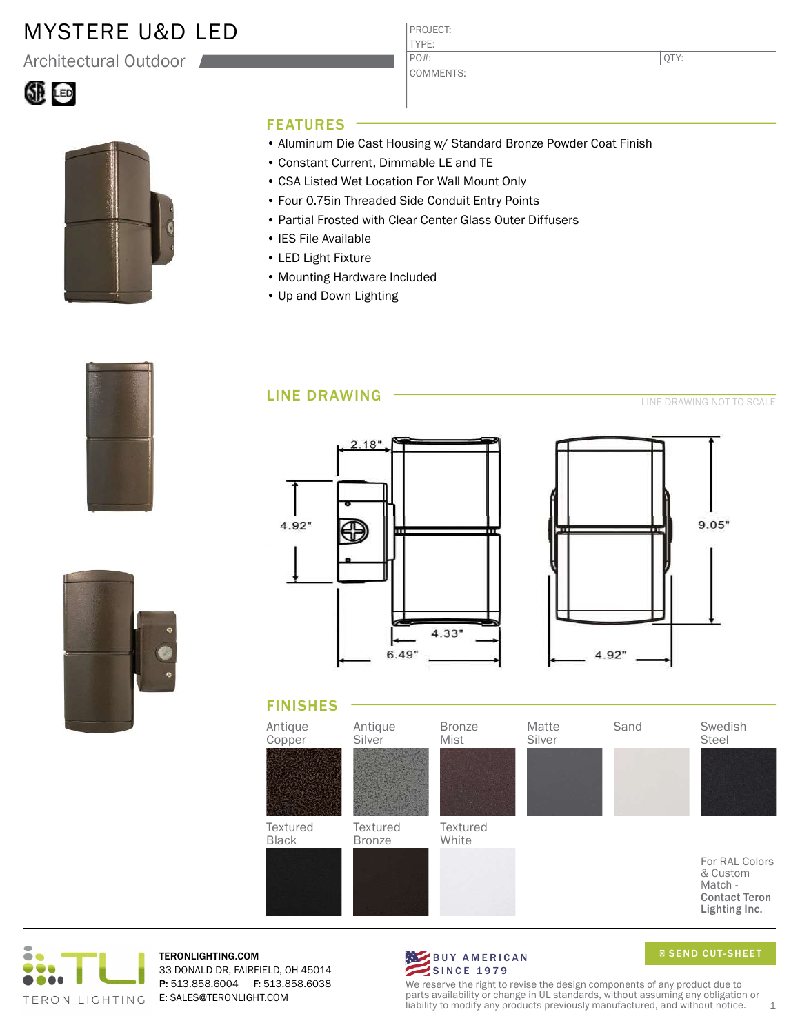# MYSTERE U&D LED

Architectural Outdoor

| PROJECT: | |
|---|---|
| TYPE: | |
| PO#: | QTY: |
| COMMENTS: | |

## FEATURES

- Aluminum Die Cast Housing w/ Standard Bronze Powder Coat Finish
- Constant Current, Dimmable LE and TE
- CSA Listed Wet Location For Wall Mount Only
- Four 0.75in Threaded Side Conduit Entry Points
- Partial Frosted with Clear Center Glass Outer Diffusers
- IES File Available
- LED Light Fixture
- Mounting Hardware Included
- Up and Down Lighting

## LINE DRAWING

LINE DRAWING NOT TO SCALE

2.18"
4.92"
4.33"
6.49"
9.05"
4.92"

## FINISHES

Antique Copper, Antique Silver, Bronze Mist, Matte Silver, Sand, Swedish Steel

Textured Black, Textured Bronze, Textured White

For RAL Colors & Custom Match - **Contact Teron Lighting Inc.**

TERON LIGHTING

**TERONLIGHTING.COM**
33 DONALD DR, FAIRFIELD, OH 45014
**P:** 513.858.6004 **F:** 513.858.6038
**E:** SALES@TERONLIGHT.COM

BUY AMERICAN SINCE 1979

SEND CUT-SHEET

We reserve the right to revise the design components of any product due to parts availability or change in UL standards, without assuming any obligation or liability to modify any products previously manufactured, and without notice.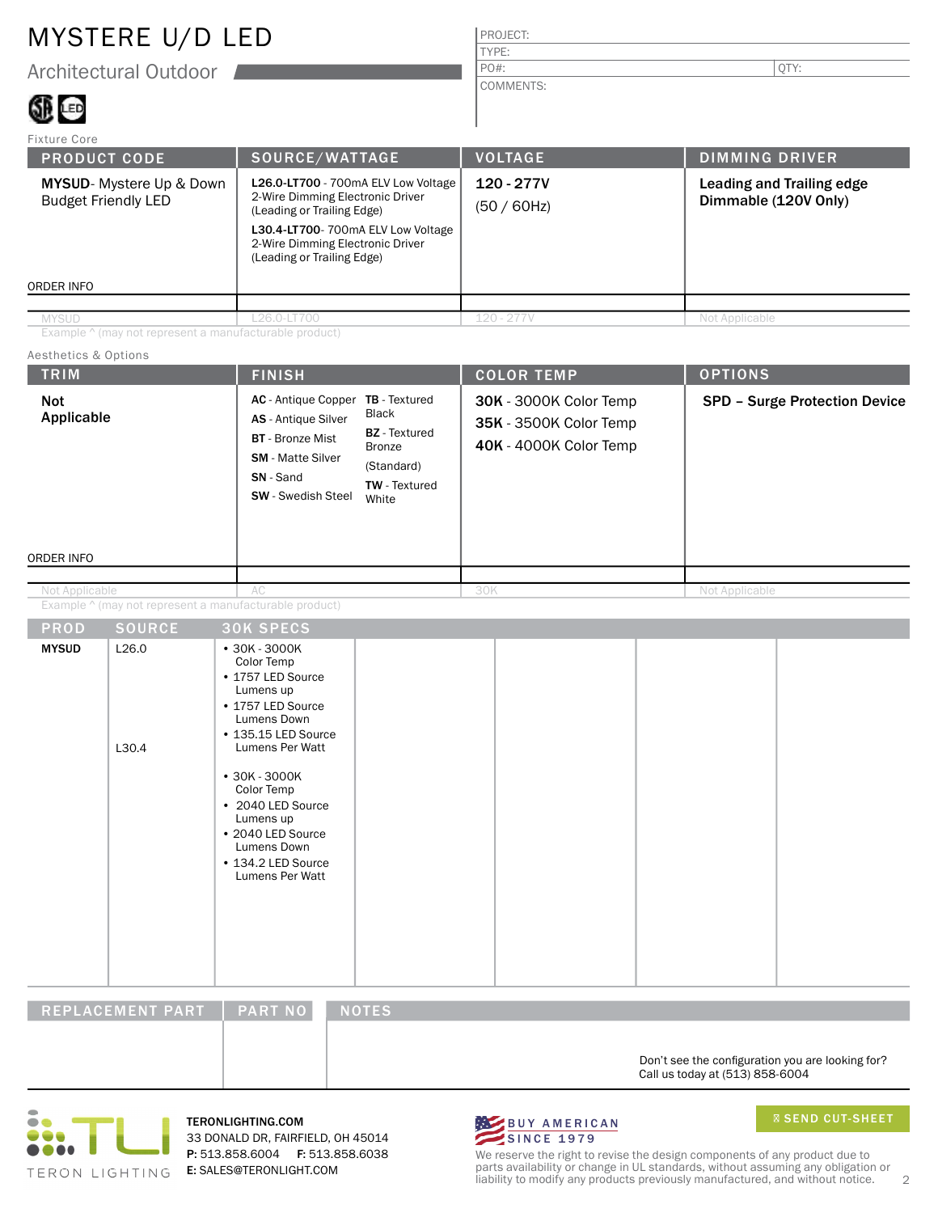# MYSTERE U/D LED

## Architectural Outdoor

| PROJECT: | |
|---|---|
| TYPE: | |
| PO#: | QTY: |
| COMMENTS: | |

Fixture Core

| PRODUCT CODE | SOURCE/WATTAGE | VOLTAGE | DIMMING DRIVER |
|---|---|---|---|
| **MYSUD**- Mystere Up & Down Budget Friendly LED | **L26.0-LT700** - 700mA ELV Low Voltage 2-Wire Dimming Electronic Driver (Leading or Trailing Edge)<br>**L30.4-LT700**- 700mA ELV Low Voltage 2-Wire Dimming Electronic Driver (Leading or Trailing Edge) | **120 - 277V**<br>(50 / 60Hz) | **Leading and Trailing edge Dimmable (120V Only)** |

ORDER INFO

| | | | |
|---|---|---|---|
| MYSUD | L26.0-LT700 | 120 - 277V | Not Applicable |

Example ^ (may not represent a manufacturable product)

Aesthetics & Options

| TRIM | FINISH | COLOR TEMP | OPTIONS |
|---|---|---|---|
| **Not Applicable** | **AC** - Antique Copper<br>**AS** - Antique Silver<br>**BT** - Bronze Mist<br>**SM** - Matte Silver<br>**SN** - Sand<br>**SW** - Swedish Steel<br>**TB** - Textured Black<br>**BZ** - Textured Bronze (Standard)<br>**TW** - Textured White | **30K** - 3000K Color Temp<br>**35K** - 3500K Color Temp<br>**40K** - 4000K Color Temp | **SPD – Surge Protection Device** |

ORDER INFO

| | | | |
|---|---|---|---|
| Not Applicable | AC | 30K | Not Applicable |

Example ^ (may not represent a manufacturable product)

| PROD | SOURCE | 30K SPECS |
|---|---|---|
| **MYSUD** | L26.0 | • 30K - 3000K Color Temp<br>• 1757 LED Source Lumens up<br>• 1757 LED Source Lumens Down<br>• 135.15 LED Source Lumens Per Watt |
| | L30.4 | • 30K - 3000K Color Temp<br>• 2040 LED Source Lumens up<br>• 2040 LED Source Lumens Down<br>• 134.2 LED Source Lumens Per Watt |

| REPLACEMENT PART | PART NO | NOTES |
|---|---|---|
| | | |

Don't see the configuration you are looking for? Call us today at (513) 858-6004

TERON LIGHTING

**TERONLIGHTING.COM**
33 DONALD DR, FAIRFIELD, OH 45014
**P:** 513.858.6004 **F:** 513.858.6038
**E:** SALES@TERONLIGHT.COM

BUY AMERICAN SINCE 1979

SEND CUT-SHEET

We reserve the right to revise the design components of any product due to parts availability or change in UL standards, without assuming any obligation or liability to modify any products previously manufactured, and without notice.